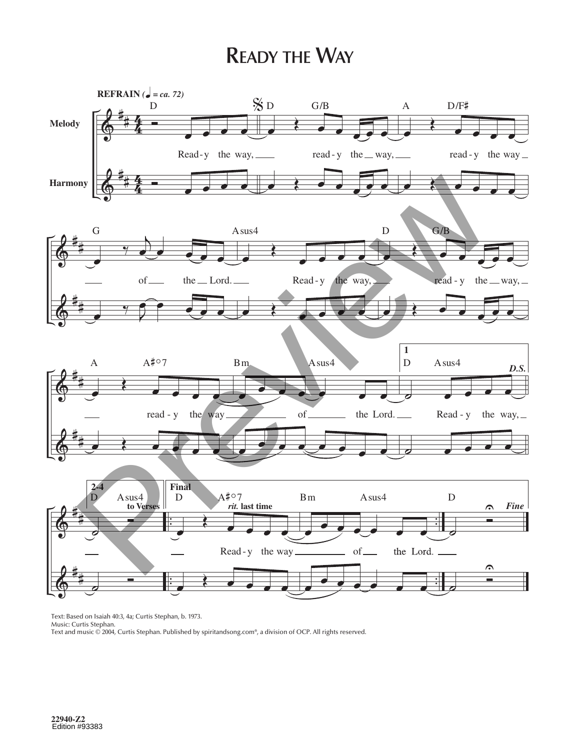# Ready the Way

Text: Based on Isaiah 40:3, 4a; Curtis Stephan, b. 1973.
Music: Curtis Stephan.
Text and music © 2004, Curtis Stephan. Published by spiritandsong.com®, a division of OCP. All rights reserved.

22940-Z2
Edition #93383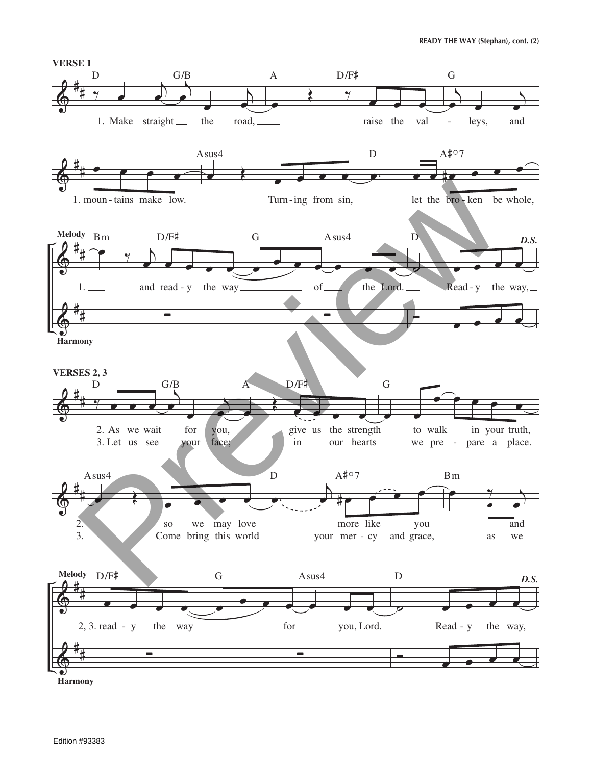**VERSE 1**

D G/B A D/F♯ G

1. Make straight the road, raise the val - leys, and

Asus4 D A♯°7

1. moun - tains make low. Turn - ing from sin, let the bro - ken be whole,

Melody Bm D/F♯ G Asus4 D *D.S.*

1. and read - y the way of the Lord. Read - y the way,

Harmony

**VERSES 2, 3**

D G/B A D/F♯ G

2. As we wait for you, give us the strength to walk in your truth,
3. Let us see your face; in our hearts we pre - pare a place.

Asus4 D A♯°7 Bm

2. so we may love more like you and
3. Come bring this world your mer - cy and grace, as we

Melody D/F♯ G Asus4 D *D.S.*

2, 3. read - y the way for you, Lord. Read - y the way,

Harmony

Edition #93383